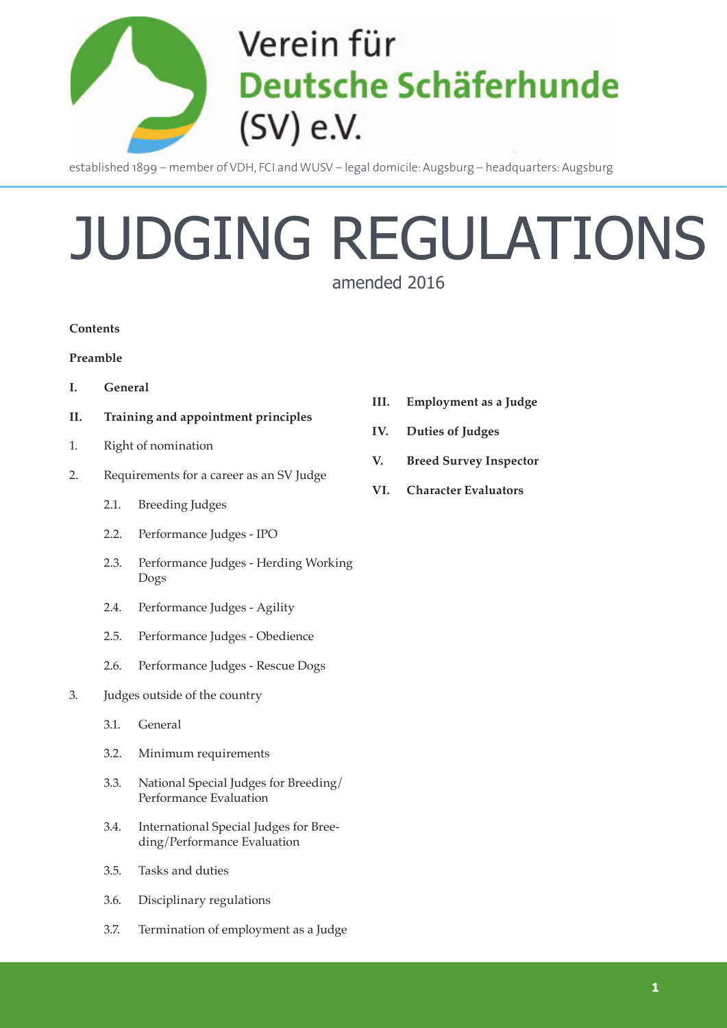Verein für
Deutsche Schäferhunde
(SV) e.V.

established 1899 – member of VDH, FCI and WUSV – legal domicile: Augsburg – headquarters: Augsburg

# JUDGING REGULATIONS

amended 2016

**Contents**

**Preamble**

**I. General**

**II. Training and appointment principles**

1. Right of nomination
2. Requirements for a career as an SV Judge
   - 2.1. Breeding Judges
   - 2.2. Performance Judges - IPO
   - 2.3. Performance Judges - Herding Working Dogs
   - 2.4. Performance Judges - Agility
   - 2.5. Performance Judges - Obedience
   - 2.6. Performance Judges - Rescue Dogs
3. Judges outside of the country
   - 3.1. General
   - 3.2. Minimum requirements
   - 3.3. National Special Judges for Breeding/ Performance Evaluation
   - 3.4. International Special Judges for Breeding/Performance Evaluation
   - 3.5. Tasks and duties
   - 3.6. Disciplinary regulations
   - 3.7. Termination of employment as a Judge

**III. Employment as a Judge**

**IV. Duties of Judges**

**V. Breed Survey Inspector**

**VI. Character Evaluators**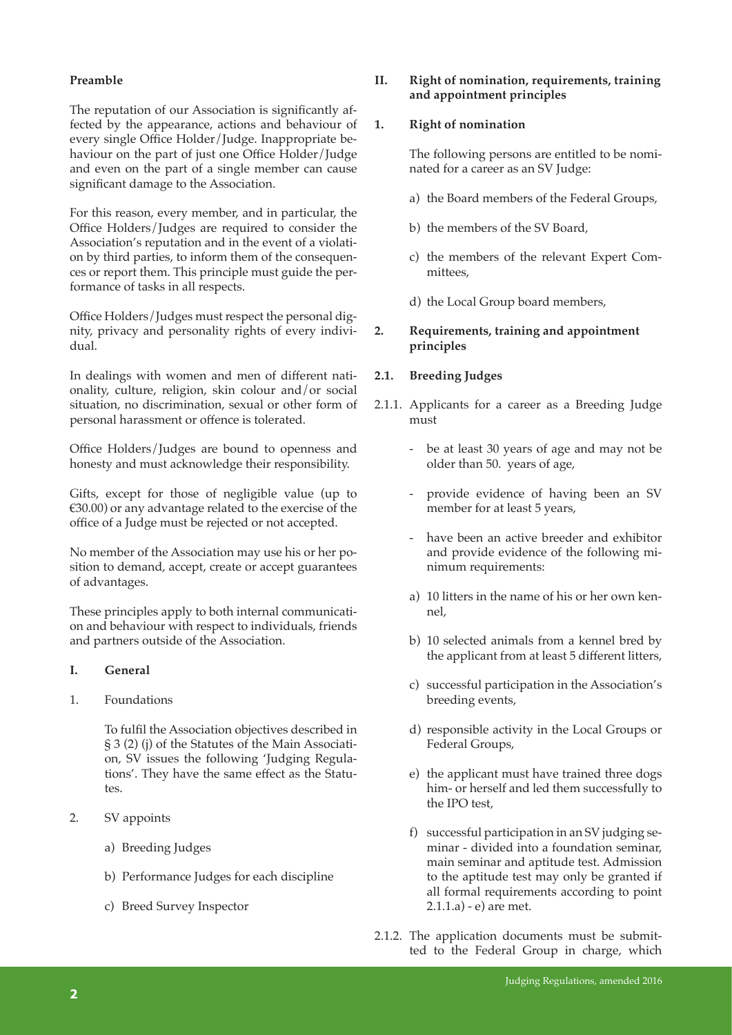**Preamble**

The reputation of our Association is significantly affected by the appearance, actions and behaviour of every single Office Holder/Judge. Inappropriate behaviour on the part of just one Office Holder/Judge and even on the part of a single member can cause significant damage to the Association.

For this reason, every member, and in particular, the Office Holders/Judges are required to consider the Association's reputation and in the event of a violation by third parties, to inform them of the consequences or report them. This principle must guide the performance of tasks in all respects.

Office Holders/Judges must respect the personal dignity, privacy and personality rights of every individual.

In dealings with women and men of different nationality, culture, religion, skin colour and/or social situation, no discrimination, sexual or other form of personal harassment or offence is tolerated.

Office Holders/Judges are bound to openness and honesty and must acknowledge their responsibility.

Gifts, except for those of negligible value (up to €30.00) or any advantage related to the exercise of the office of a Judge must be rejected or not accepted.

No member of the Association may use his or her position to demand, accept, create or accept guarantees of advantages.

These principles apply to both internal communication and behaviour with respect to individuals, friends and partners outside of the Association.

## I. General

1. Foundations

   To fulfil the Association objectives described in § 3 (2) (j) of the Statutes of the Main Association, SV issues the following 'Judging Regulations'. They have the same effect as the Statutes.

2. SV appoints

   a) Breeding Judges

   b) Performance Judges for each discipline

   c) Breed Survey Inspector

## II. Right of nomination, requirements, training and appointment principles

### 1. Right of nomination

The following persons are entitled to be nominated for a career as an SV Judge:

a) the Board members of the Federal Groups,

b) the members of the SV Board,

c) the members of the relevant Expert Committees,

d) the Local Group board members,

### 2. Requirements, training and appointment principles

#### 2.1. Breeding Judges

2.1.1. Applicants for a career as a Breeding Judge must

- be at least 30 years of age and may not be older than 50. years of age,
- provide evidence of having been an SV member for at least 5 years,
- have been an active breeder and exhibitor and provide evidence of the following minimum requirements:

a) 10 litters in the name of his or her own kennel,

b) 10 selected animals from a kennel bred by the applicant from at least 5 different litters,

c) successful participation in the Association's breeding events,

d) responsible activity in the Local Groups or Federal Groups,

e) the applicant must have trained three dogs him- or herself and led them successfully to the IPO test,

f) successful participation in an SV judging seminar - divided into a foundation seminar, main seminar and aptitude test. Admission to the aptitude test may only be granted if all formal requirements according to point 2.1.1.a) - e) are met.

2.1.2. The application documents must be submitted to the Federal Group in charge, which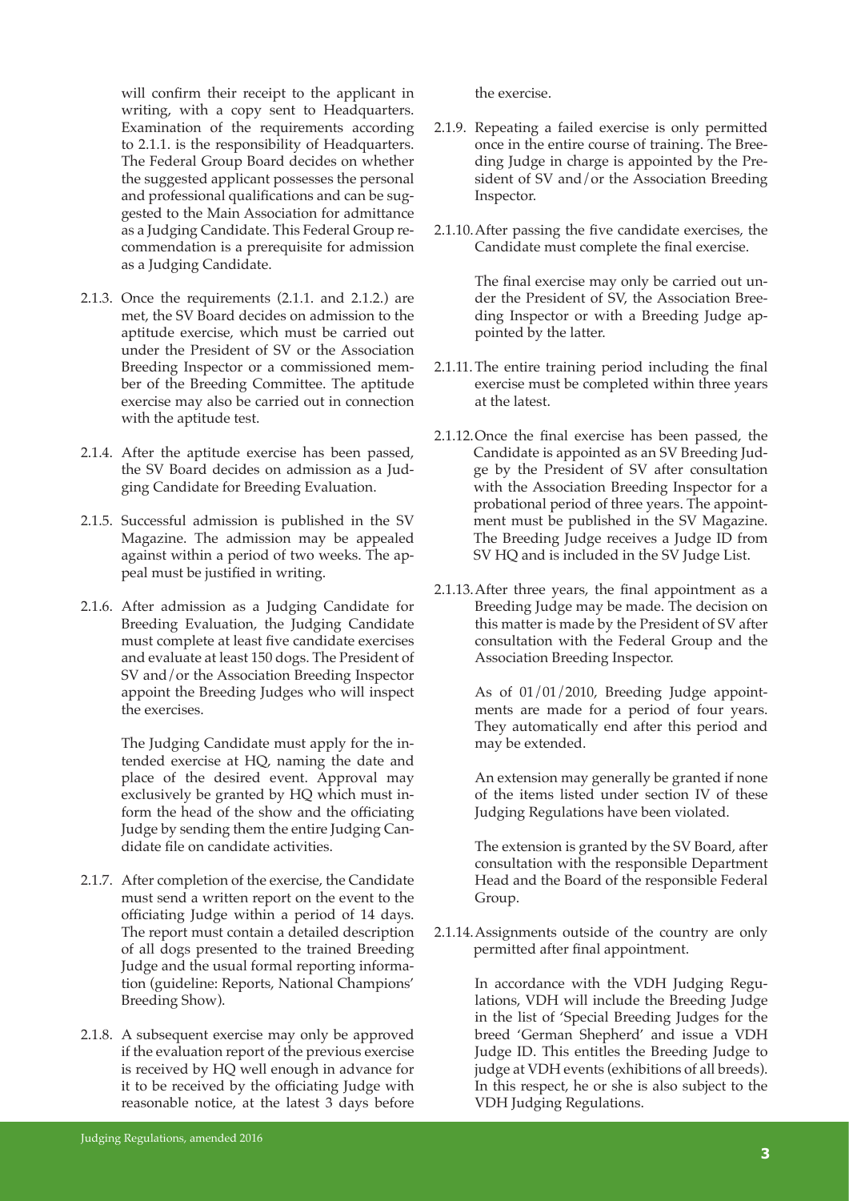will confirm their receipt to the applicant in writing, with a copy sent to Headquarters. Examination of the requirements according to 2.1.1. is the responsibility of Headquarters. The Federal Group Board decides on whether the suggested applicant possesses the personal and professional qualifications and can be suggested to the Main Association for admittance as a Judging Candidate. This Federal Group recommendation is a prerequisite for admission as a Judging Candidate.

2.1.3. Once the requirements (2.1.1. and 2.1.2.) are met, the SV Board decides on admission to the aptitude exercise, which must be carried out under the President of SV or the Association Breeding Inspector or a commissioned member of the Breeding Committee. The aptitude exercise may also be carried out in connection with the aptitude test.

2.1.4. After the aptitude exercise has been passed, the SV Board decides on admission as a Judging Candidate for Breeding Evaluation.

2.1.5. Successful admission is published in the SV Magazine. The admission may be appealed against within a period of two weeks. The appeal must be justified in writing.

2.1.6. After admission as a Judging Candidate for Breeding Evaluation, the Judging Candidate must complete at least five candidate exercises and evaluate at least 150 dogs. The President of SV and/or the Association Breeding Inspector appoint the Breeding Judges who will inspect the exercises.

The Judging Candidate must apply for the intended exercise at HQ, naming the date and place of the desired event. Approval may exclusively be granted by HQ which must inform the head of the show and the officiating Judge by sending them the entire Judging Candidate file on candidate activities.

2.1.7. After completion of the exercise, the Candidate must send a written report on the event to the officiating Judge within a period of 14 days. The report must contain a detailed description of all dogs presented to the trained Breeding Judge and the usual formal reporting information (guideline: Reports, National Champions' Breeding Show).

2.1.8. A subsequent exercise may only be approved if the evaluation report of the previous exercise is received by HQ well enough in advance for it to be received by the officiating Judge with reasonable notice, at the latest 3 days before the exercise.

2.1.9. Repeating a failed exercise is only permitted once in the entire course of training. The Breeding Judge in charge is appointed by the President of SV and/or the Association Breeding Inspector.

2.1.10. After passing the five candidate exercises, the Candidate must complete the final exercise.

The final exercise may only be carried out under the President of SV, the Association Breeding Inspector or with a Breeding Judge appointed by the latter.

2.1.11. The entire training period including the final exercise must be completed within three years at the latest.

2.1.12. Once the final exercise has been passed, the Candidate is appointed as an SV Breeding Judge by the President of SV after consultation with the Association Breeding Inspector for a probational period of three years. The appointment must be published in the SV Magazine. The Breeding Judge receives a Judge ID from SV HQ and is included in the SV Judge List.

2.1.13. After three years, the final appointment as a Breeding Judge may be made. The decision on this matter is made by the President of SV after consultation with the Federal Group and the Association Breeding Inspector.

As of 01/01/2010, Breeding Judge appointments are made for a period of four years. They automatically end after this period and may be extended.

An extension may generally be granted if none of the items listed under section IV of these Judging Regulations have been violated.

The extension is granted by the SV Board, after consultation with the responsible Department Head and the Board of the responsible Federal Group.

2.1.14. Assignments outside of the country are only permitted after final appointment.

In accordance with the VDH Judging Regulations, VDH will include the Breeding Judge in the list of 'Special Breeding Judges for the breed 'German Shepherd' and issue a VDH Judge ID. This entitles the Breeding Judge to judge at VDH events (exhibitions of all breeds). In this respect, he or she is also subject to the VDH Judging Regulations.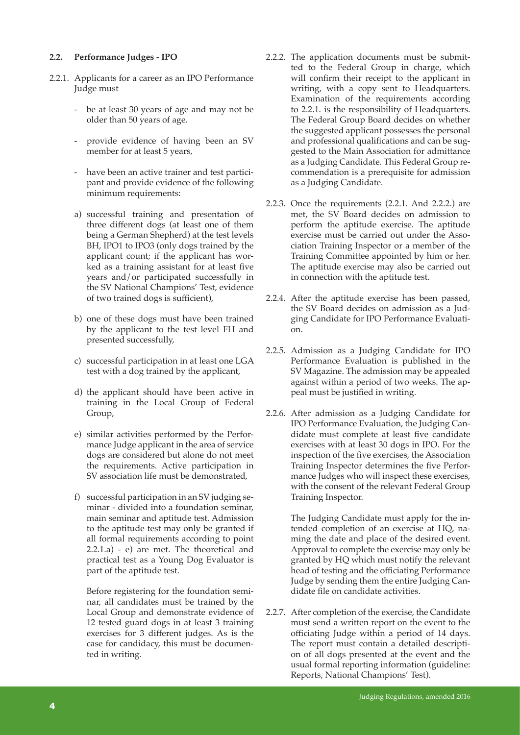### 2.2. Performance Judges - IPO

2.2.1. Applicants for a career as an IPO Performance Judge must

- be at least 30 years of age and may not be older than 50 years of age.
- provide evidence of having been an SV member for at least 5 years,
- have been an active trainer and test participant and provide evidence of the following minimum requirements:

a) successful training and presentation of three different dogs (at least one of them being a German Shepherd) at the test levels BH, IPO1 to IPO3 (only dogs trained by the applicant count; if the applicant has worked as a training assistant for at least five years and/or participated successfully in the SV National Champions' Test, evidence of two trained dogs is sufficient),

b) one of these dogs must have been trained by the applicant to the test level FH and presented successfully,

c) successful participation in at least one LGA test with a dog trained by the applicant,

d) the applicant should have been active in training in the Local Group of Federal Group,

e) similar activities performed by the Performance Judge applicant in the area of service dogs are considered but alone do not meet the requirements. Active participation in SV association life must be demonstrated,

f) successful participation in an SV judging seminar - divided into a foundation seminar, main seminar and aptitude test. Admission to the aptitude test may only be granted if all formal requirements according to point 2.2.1.a) - e) are met. The theoretical and practical test as a Young Dog Evaluator is part of the aptitude test.

Before registering for the foundation seminar, all candidates must be trained by the Local Group and demonstrate evidence of 12 tested guard dogs in at least 3 training exercises for 3 different judges. As is the case for candidacy, this must be documented in writing.

2.2.2. The application documents must be submitted to the Federal Group in charge, which will confirm their receipt to the applicant in writing, with a copy sent to Headquarters. Examination of the requirements according to 2.2.1. is the responsibility of Headquarters. The Federal Group Board decides on whether the suggested applicant possesses the personal and professional qualifications and can be suggested to the Main Association for admittance as a Judging Candidate. This Federal Group recommendation is a prerequisite for admission as a Judging Candidate.

2.2.3. Once the requirements (2.2.1. And 2.2.2.) are met, the SV Board decides on admission to perform the aptitude exercise. The aptitude exercise must be carried out under the Association Training Inspector or a member of the Training Committee appointed by him or her. The aptitude exercise may also be carried out in connection with the aptitude test.

2.2.4. After the aptitude exercise has been passed, the SV Board decides on admission as a Judging Candidate for IPO Performance Evaluation.

2.2.5. Admission as a Judging Candidate for IPO Performance Evaluation is published in the SV Magazine. The admission may be appealed against within a period of two weeks. The appeal must be justified in writing.

2.2.6. After admission as a Judging Candidate for IPO Performance Evaluation, the Judging Candidate must complete at least five candidate exercises with at least 30 dogs in IPO. For the inspection of the five exercises, the Association Training Inspector determines the five Performance Judges who will inspect these exercises, with the consent of the relevant Federal Group Training Inspector.

The Judging Candidate must apply for the intended completion of an exercise at HQ, naming the date and place of the desired event. Approval to complete the exercise may only be granted by HQ which must notify the relevant head of testing and the officiating Performance Judge by sending them the entire Judging Candidate file on candidate activities.

2.2.7. After completion of the exercise, the Candidate must send a written report on the event to the officiating Judge within a period of 14 days. The report must contain a detailed description of all dogs presented at the event and the usual formal reporting information (guideline: Reports, National Champions' Test).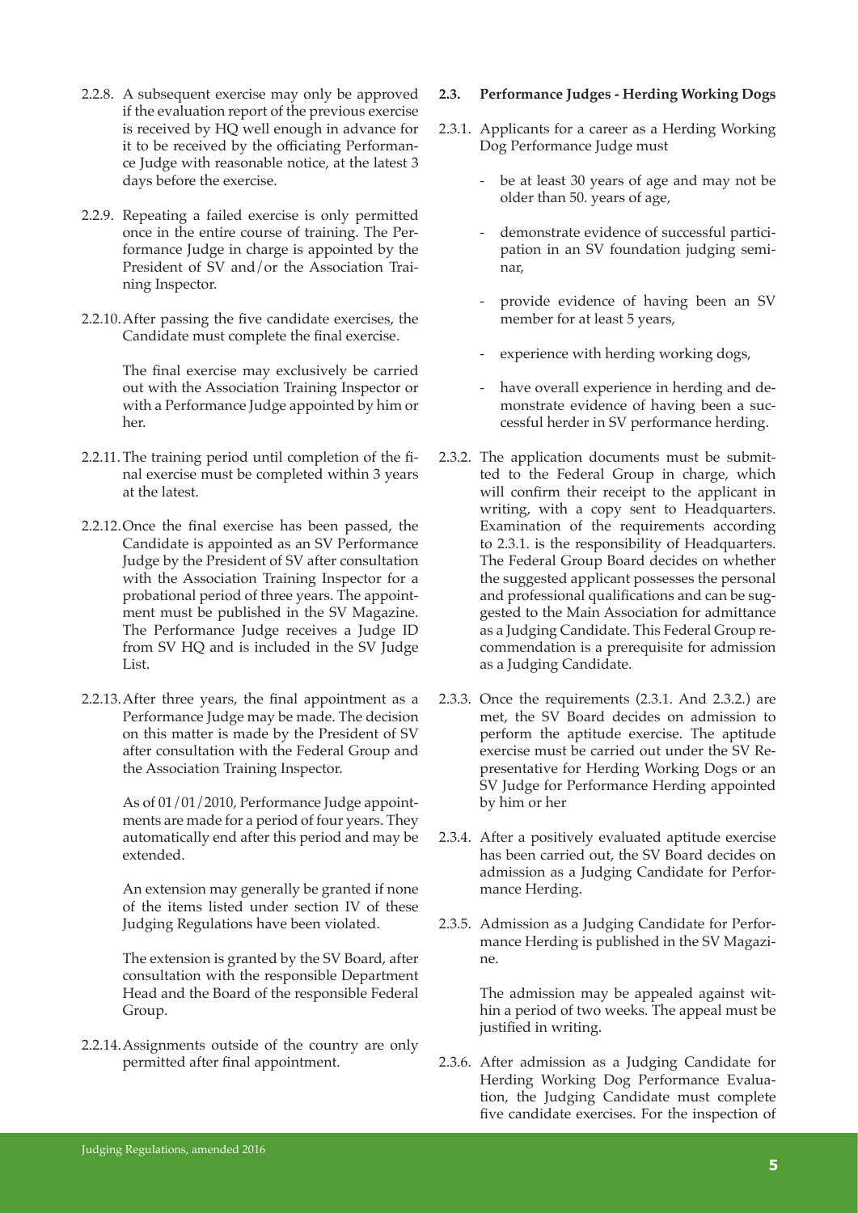2.2.8. A subsequent exercise may only be approved if the evaluation report of the previous exercise is received by HQ well enough in advance for it to be received by the officiating Performance Judge with reasonable notice, at the latest 3 days before the exercise.

2.2.9. Repeating a failed exercise is only permitted once in the entire course of training. The Performance Judge in charge is appointed by the President of SV and/or the Association Training Inspector.

2.2.10. After passing the five candidate exercises, the Candidate must complete the final exercise.

The final exercise may exclusively be carried out with the Association Training Inspector or with a Performance Judge appointed by him or her.

2.2.11. The training period until completion of the final exercise must be completed within 3 years at the latest.

2.2.12. Once the final exercise has been passed, the Candidate is appointed as an SV Performance Judge by the President of SV after consultation with the Association Training Inspector for a probational period of three years. The appointment must be published in the SV Magazine. The Performance Judge receives a Judge ID from SV HQ and is included in the SV Judge List.

2.2.13. After three years, the final appointment as a Performance Judge may be made. The decision on this matter is made by the President of SV after consultation with the Federal Group and the Association Training Inspector.

As of 01/01/2010, Performance Judge appointments are made for a period of four years. They automatically end after this period and may be extended.

An extension may generally be granted if none of the items listed under section IV of these Judging Regulations have been violated.

The extension is granted by the SV Board, after consultation with the responsible Department Head and the Board of the responsible Federal Group.

2.2.14. Assignments outside of the country are only permitted after final appointment.

### 2.3. Performance Judges - Herding Working Dogs

2.3.1. Applicants for a career as a Herding Working Dog Performance Judge must

- be at least 30 years of age and may not be older than 50. years of age,
- demonstrate evidence of successful participation in an SV foundation judging seminar,
- provide evidence of having been an SV member for at least 5 years,
- experience with herding working dogs,
- have overall experience in herding and demonstrate evidence of having been a successful herder in SV performance herding.

2.3.2. The application documents must be submitted to the Federal Group in charge, which will confirm their receipt to the applicant in writing, with a copy sent to Headquarters. Examination of the requirements according to 2.3.1. is the responsibility of Headquarters. The Federal Group Board decides on whether the suggested applicant possesses the personal and professional qualifications and can be suggested to the Main Association for admittance as a Judging Candidate. This Federal Group recommendation is a prerequisite for admission as a Judging Candidate.

2.3.3. Once the requirements (2.3.1. And 2.3.2.) are met, the SV Board decides on admission to perform the aptitude exercise. The aptitude exercise must be carried out under the SV Representative for Herding Working Dogs or an SV Judge for Performance Herding appointed by him or her

2.3.4. After a positively evaluated aptitude exercise has been carried out, the SV Board decides on admission as a Judging Candidate for Performance Herding.

2.3.5. Admission as a Judging Candidate for Performance Herding is published in the SV Magazine.

The admission may be appealed against within a period of two weeks. The appeal must be justified in writing.

2.3.6. After admission as a Judging Candidate for Herding Working Dog Performance Evaluation, the Judging Candidate must complete five candidate exercises. For the inspection of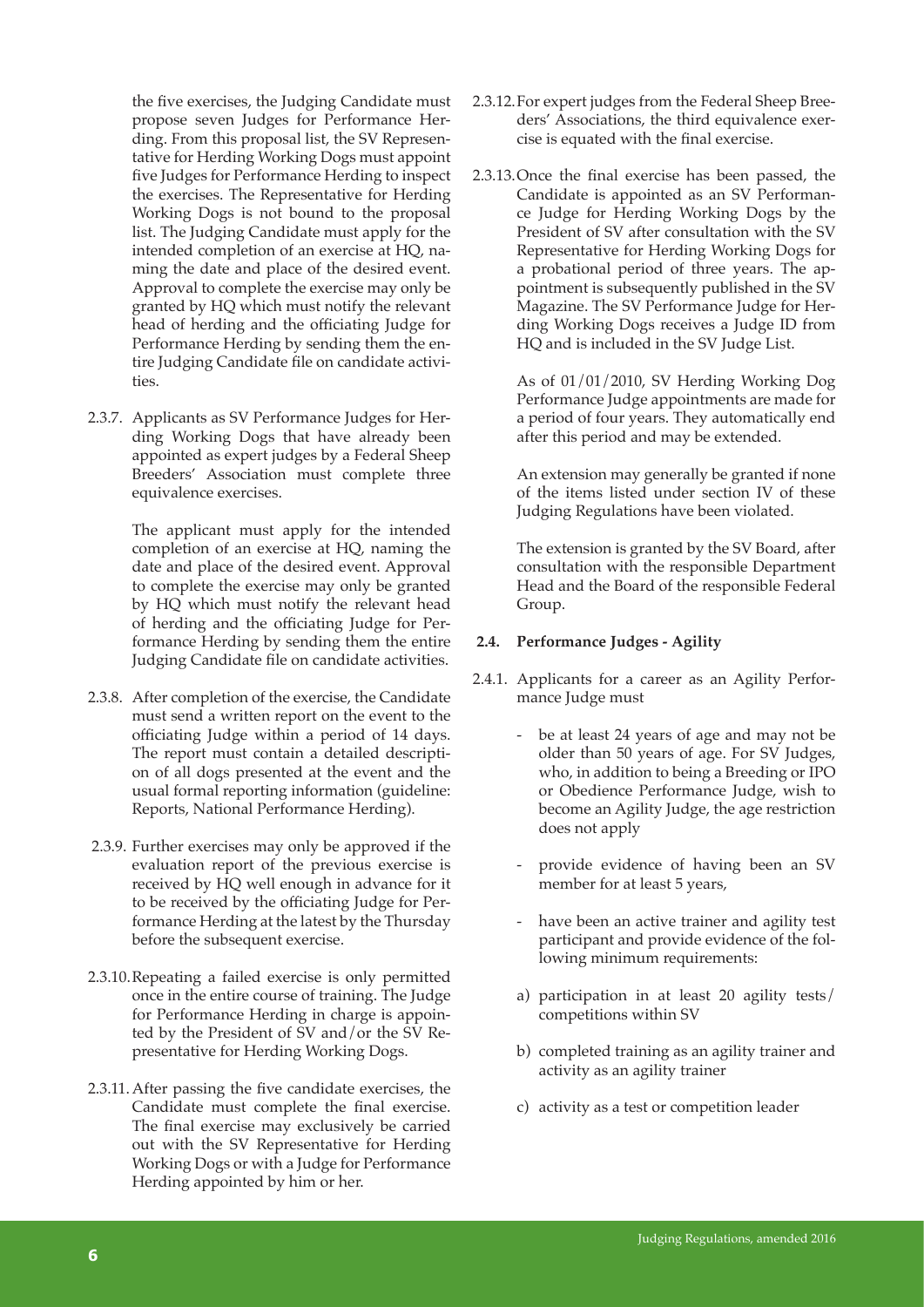the five exercises, the Judging Candidate must propose seven Judges for Performance Herding. From this proposal list, the SV Representative for Herding Working Dogs must appoint five Judges for Performance Herding to inspect the exercises. The Representative for Herding Working Dogs is not bound to the proposal list. The Judging Candidate must apply for the intended completion of an exercise at HQ, naming the date and place of the desired event. Approval to complete the exercise may only be granted by HQ which must notify the relevant head of herding and the officiating Judge for Performance Herding by sending them the entire Judging Candidate file on candidate activities.

2.3.7. Applicants as SV Performance Judges for Herding Working Dogs that have already been appointed as expert judges by a Federal Sheep Breeders' Association must complete three equivalence exercises.

The applicant must apply for the intended completion of an exercise at HQ, naming the date and place of the desired event. Approval to complete the exercise may only be granted by HQ which must notify the relevant head of herding and the officiating Judge for Performance Herding by sending them the entire Judging Candidate file on candidate activities.

2.3.8. After completion of the exercise, the Candidate must send a written report on the event to the officiating Judge within a period of 14 days. The report must contain a detailed description of all dogs presented at the event and the usual formal reporting information (guideline: Reports, National Performance Herding).

2.3.9. Further exercises may only be approved if the evaluation report of the previous exercise is received by HQ well enough in advance for it to be received by the officiating Judge for Performance Herding at the latest by the Thursday before the subsequent exercise.

2.3.10. Repeating a failed exercise is only permitted once in the entire course of training. The Judge for Performance Herding in charge is appointed by the President of SV and/or the SV Representative for Herding Working Dogs.

2.3.11. After passing the five candidate exercises, the Candidate must complete the final exercise. The final exercise may exclusively be carried out with the SV Representative for Herding Working Dogs or with a Judge for Performance Herding appointed by him or her.

2.3.12. For expert judges from the Federal Sheep Breeders' Associations, the third equivalence exercise is equated with the final exercise.

2.3.13. Once the final exercise has been passed, the Candidate is appointed as an SV Performance Judge for Herding Working Dogs by the President of SV after consultation with the SV Representative for Herding Working Dogs for a probational period of three years. The appointment is subsequently published in the SV Magazine. The SV Performance Judge for Herding Working Dogs receives a Judge ID from HQ and is included in the SV Judge List.

As of 01/01/2010, SV Herding Working Dog Performance Judge appointments are made for a period of four years. They automatically end after this period and may be extended.

An extension may generally be granted if none of the items listed under section IV of these Judging Regulations have been violated.

The extension is granted by the SV Board, after consultation with the responsible Department Head and the Board of the responsible Federal Group.

### 2.4. Performance Judges - Agility

2.4.1. Applicants for a career as an Agility Performance Judge must

- be at least 24 years of age and may not be older than 50 years of age. For SV Judges, who, in addition to being a Breeding or IPO or Obedience Performance Judge, wish to become an Agility Judge, the age restriction does not apply
- provide evidence of having been an SV member for at least 5 years,
- have been an active trainer and agility test participant and provide evidence of the following minimum requirements:

a) participation in at least 20 agility tests/ competitions within SV

b) completed training as an agility trainer and activity as an agility trainer

c) activity as a test or competition leader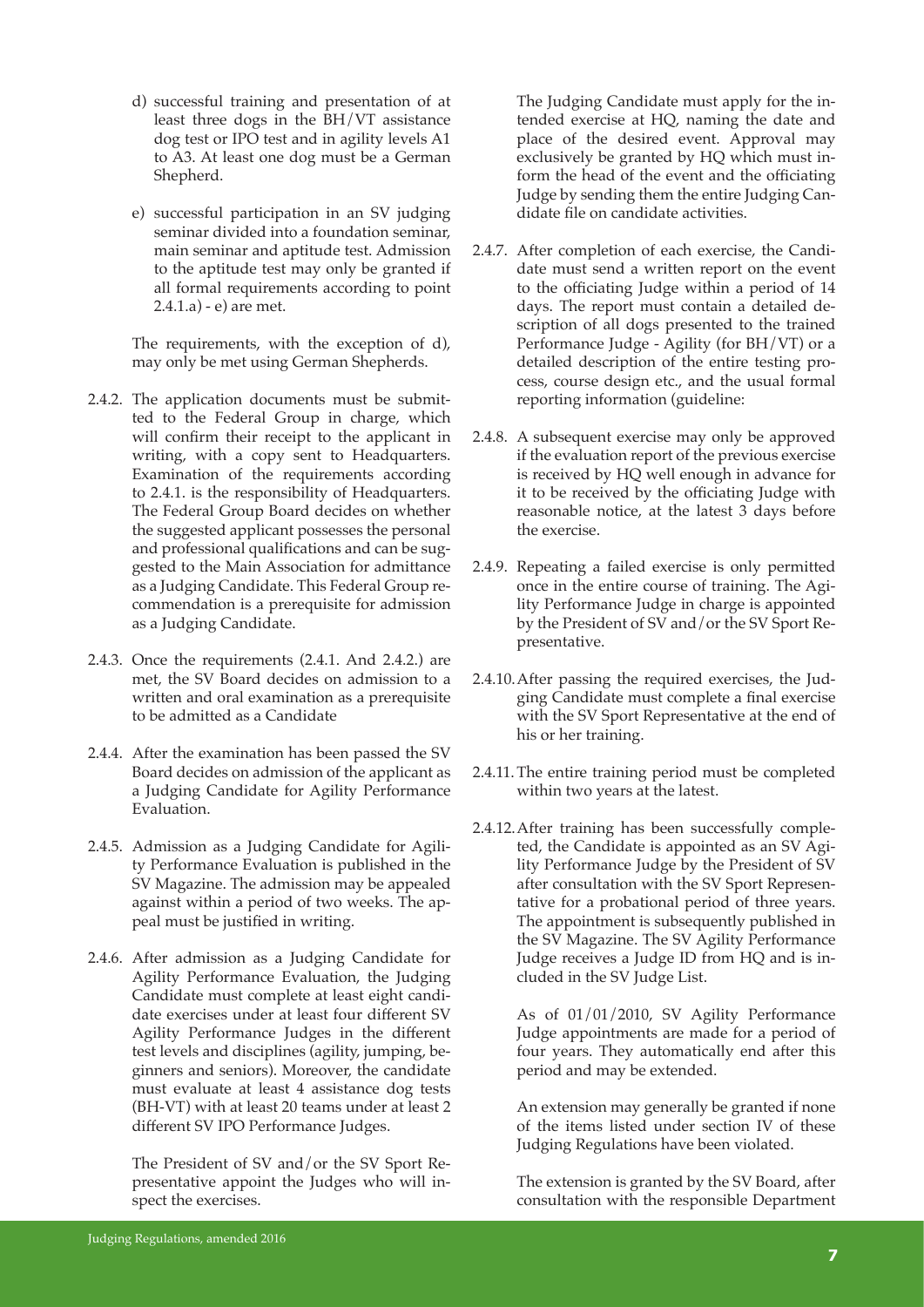d) successful training and presentation of at least three dogs in the BH/VT assistance dog test or IPO test and in agility levels A1 to A3. At least one dog must be a German Shepherd.

e) successful participation in an SV judging seminar divided into a foundation seminar, main seminar and aptitude test. Admission to the aptitude test may only be granted if all formal requirements according to point 2.4.1.a) - e) are met.

The requirements, with the exception of d), may only be met using German Shepherds.

2.4.2. The application documents must be submitted to the Federal Group in charge, which will confirm their receipt to the applicant in writing, with a copy sent to Headquarters. Examination of the requirements according to 2.4.1. is the responsibility of Headquarters. The Federal Group Board decides on whether the suggested applicant possesses the personal and professional qualifications and can be suggested to the Main Association for admittance as a Judging Candidate. This Federal Group recommendation is a prerequisite for admission as a Judging Candidate.

2.4.3. Once the requirements (2.4.1. And 2.4.2.) are met, the SV Board decides on admission to a written and oral examination as a prerequisite to be admitted as a Candidate

2.4.4. After the examination has been passed the SV Board decides on admission of the applicant as a Judging Candidate for Agility Performance Evaluation.

2.4.5. Admission as a Judging Candidate for Agility Performance Evaluation is published in the SV Magazine. The admission may be appealed against within a period of two weeks. The appeal must be justified in writing.

2.4.6. After admission as a Judging Candidate for Agility Performance Evaluation, the Judging Candidate must complete at least eight candidate exercises under at least four different SV Agility Performance Judges in the different test levels and disciplines (agility, jumping, beginners and seniors). Moreover, the candidate must evaluate at least 4 assistance dog tests (BH-VT) with at least 20 teams under at least 2 different SV IPO Performance Judges.

The President of SV and/or the SV Sport Representative appoint the Judges who will inspect the exercises.

The Judging Candidate must apply for the intended exercise at HQ, naming the date and place of the desired event. Approval may exclusively be granted by HQ which must inform the head of the event and the officiating Judge by sending them the entire Judging Candidate file on candidate activities.

2.4.7. After completion of each exercise, the Candidate must send a written report on the event to the officiating Judge within a period of 14 days. The report must contain a detailed description of all dogs presented to the trained Performance Judge - Agility (for BH/VT) or a detailed description of the entire testing process, course design etc., and the usual formal reporting information (guideline:

2.4.8. A subsequent exercise may only be approved if the evaluation report of the previous exercise is received by HQ well enough in advance for it to be received by the officiating Judge with reasonable notice, at the latest 3 days before the exercise.

2.4.9. Repeating a failed exercise is only permitted once in the entire course of training. The Agility Performance Judge in charge is appointed by the President of SV and/or the SV Sport Representative.

2.4.10. After passing the required exercises, the Judging Candidate must complete a final exercise with the SV Sport Representative at the end of his or her training.

2.4.11. The entire training period must be completed within two years at the latest.

2.4.12. After training has been successfully completed, the Candidate is appointed as an SV Agility Performance Judge by the President of SV after consultation with the SV Sport Representative for a probational period of three years. The appointment is subsequently published in the SV Magazine. The SV Agility Performance Judge receives a Judge ID from HQ and is included in the SV Judge List.

As of 01/01/2010, SV Agility Performance Judge appointments are made for a period of four years. They automatically end after this period and may be extended.

An extension may generally be granted if none of the items listed under section IV of these Judging Regulations have been violated.

The extension is granted by the SV Board, after consultation with the responsible Department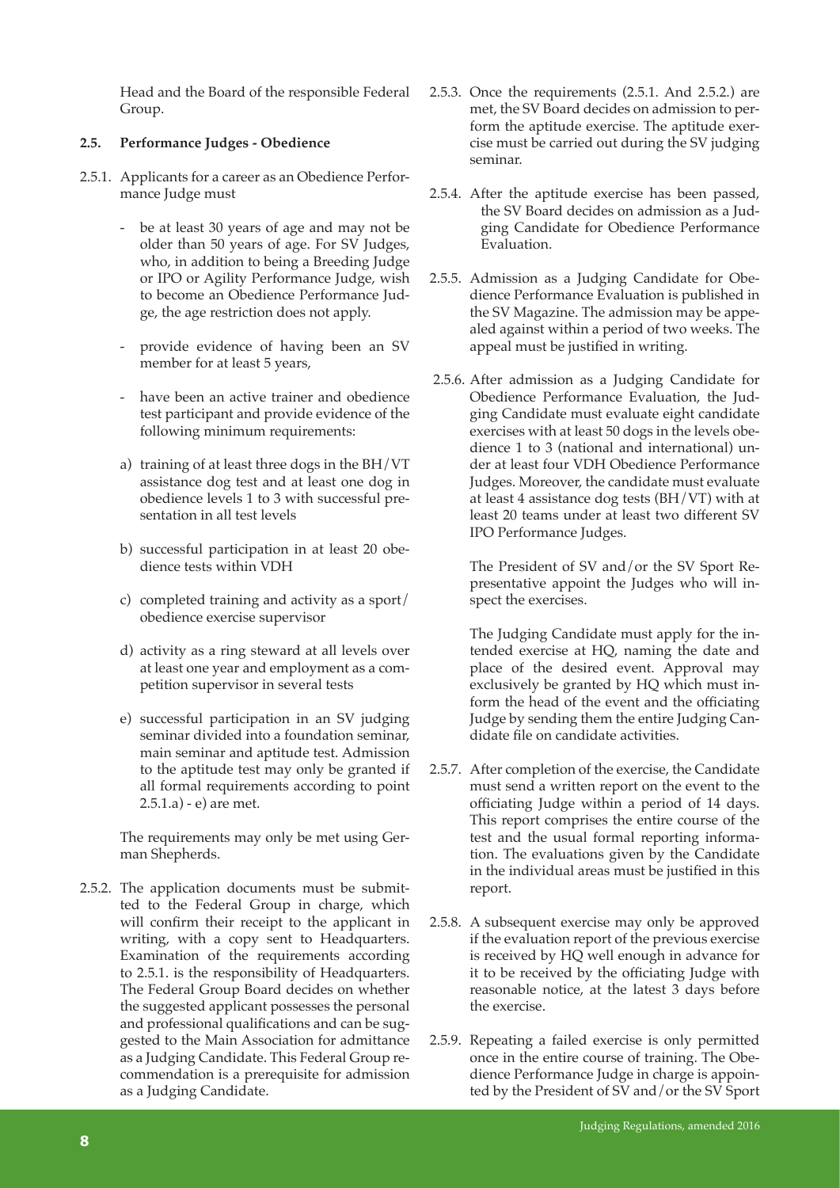Head and the Board of the responsible Federal Group.

**2.5. Performance Judges - Obedience**

2.5.1. Applicants for a career as an Obedience Performance Judge must

- be at least 30 years of age and may not be older than 50 years of age. For SV Judges, who, in addition to being a Breeding Judge or IPO or Agility Performance Judge, wish to become an Obedience Performance Judge, the age restriction does not apply.
- provide evidence of having been an SV member for at least 5 years,
- have been an active trainer and obedience test participant and provide evidence of the following minimum requirements:

a) training of at least three dogs in the BH/VT assistance dog test and at least one dog in obedience levels 1 to 3 with successful presentation in all test levels

b) successful participation in at least 20 obedience tests within VDH

c) completed training and activity as a sport/ obedience exercise supervisor

d) activity as a ring steward at all levels over at least one year and employment as a competition supervisor in several tests

e) successful participation in an SV judging seminar divided into a foundation seminar, main seminar and aptitude test. Admission to the aptitude test may only be granted if all formal requirements according to point 2.5.1.a) - e) are met.

The requirements may only be met using German Shepherds.

2.5.2. The application documents must be submitted to the Federal Group in charge, which will confirm their receipt to the applicant in writing, with a copy sent to Headquarters. Examination of the requirements according to 2.5.1. is the responsibility of Headquarters. The Federal Group Board decides on whether the suggested applicant possesses the personal and professional qualifications and can be suggested to the Main Association for admittance as a Judging Candidate. This Federal Group recommendation is a prerequisite for admission as a Judging Candidate.

2.5.3. Once the requirements (2.5.1. And 2.5.2.) are met, the SV Board decides on admission to perform the aptitude exercise. The aptitude exercise must be carried out during the SV judging seminar.

2.5.4. After the aptitude exercise has been passed, the SV Board decides on admission as a Judging Candidate for Obedience Performance Evaluation.

2.5.5. Admission as a Judging Candidate for Obedience Performance Evaluation is published in the SV Magazine. The admission may be appealed against within a period of two weeks. The appeal must be justified in writing.

2.5.6. After admission as a Judging Candidate for Obedience Performance Evaluation, the Judging Candidate must evaluate eight candidate exercises with at least 50 dogs in the levels obedience 1 to 3 (national and international) under at least four VDH Obedience Performance Judges. Moreover, the candidate must evaluate at least 4 assistance dog tests (BH/VT) with at least 20 teams under at least two different SV IPO Performance Judges.

The President of SV and/or the SV Sport Representative appoint the Judges who will inspect the exercises.

The Judging Candidate must apply for the intended exercise at HQ, naming the date and place of the desired event. Approval may exclusively be granted by HQ which must inform the head of the event and the officiating Judge by sending them the entire Judging Candidate file on candidate activities.

2.5.7. After completion of the exercise, the Candidate must send a written report on the event to the officiating Judge within a period of 14 days. This report comprises the entire course of the test and the usual formal reporting information. The evaluations given by the Candidate in the individual areas must be justified in this report.

2.5.8. A subsequent exercise may only be approved if the evaluation report of the previous exercise is received by HQ well enough in advance for it to be received by the officiating Judge with reasonable notice, at the latest 3 days before the exercise.

2.5.9. Repeating a failed exercise is only permitted once in the entire course of training. The Obedience Performance Judge in charge is appointed by the President of SV and/or the SV Sport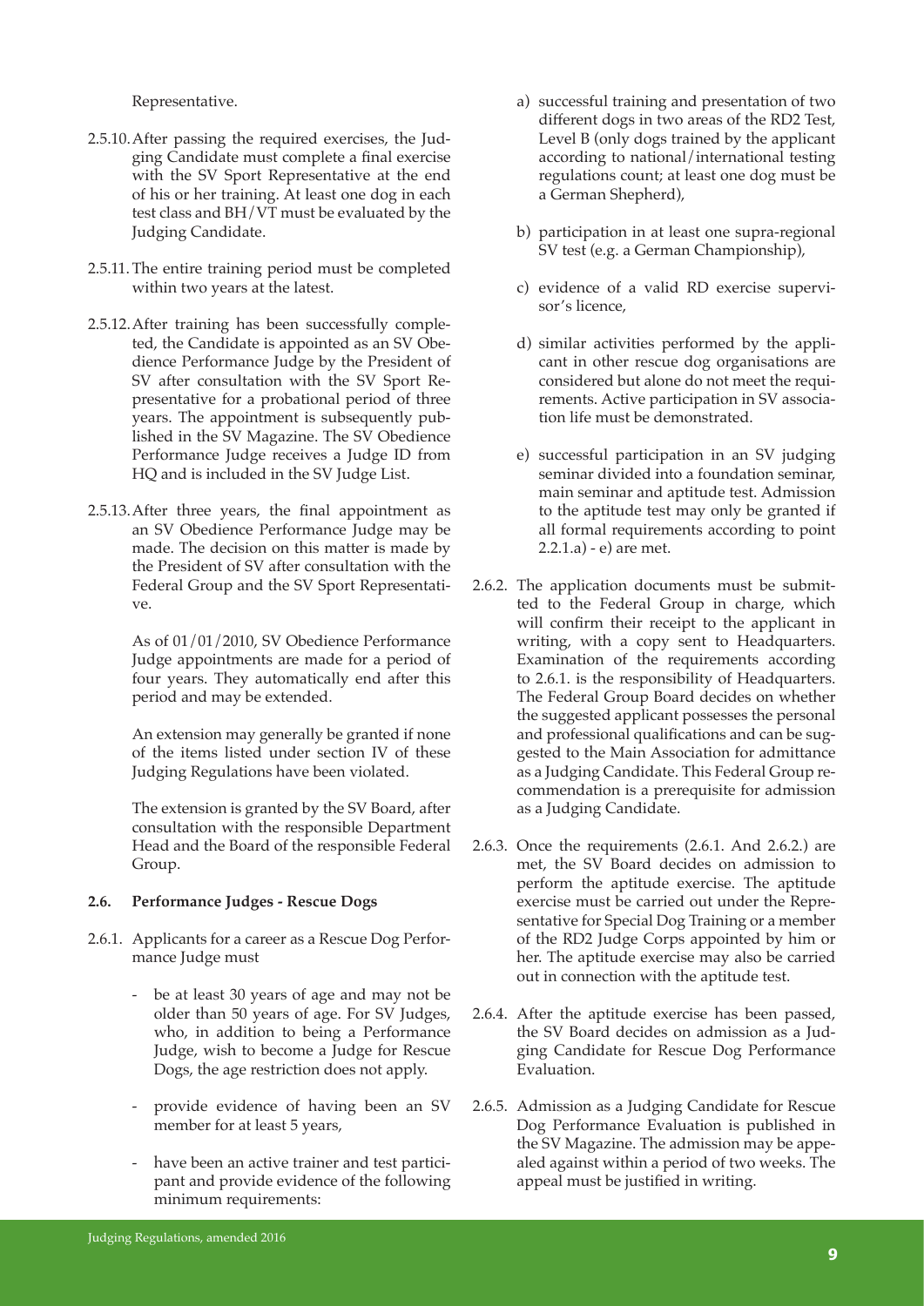Representative.

2.5.10. After passing the required exercises, the Judging Candidate must complete a final exercise with the SV Sport Representative at the end of his or her training. At least one dog in each test class and BH/VT must be evaluated by the Judging Candidate.

2.5.11. The entire training period must be completed within two years at the latest.

2.5.12. After training has been successfully completed, the Candidate is appointed as an SV Obedience Performance Judge by the President of SV after consultation with the SV Sport Representative for a probational period of three years. The appointment is subsequently published in the SV Magazine. The SV Obedience Performance Judge receives a Judge ID from HQ and is included in the SV Judge List.

2.5.13. After three years, the final appointment as an SV Obedience Performance Judge may be made. The decision on this matter is made by the President of SV after consultation with the Federal Group and the SV Sport Representative.

As of 01/01/2010, SV Obedience Performance Judge appointments are made for a period of four years. They automatically end after this period and may be extended.

An extension may generally be granted if none of the items listed under section IV of these Judging Regulations have been violated.

The extension is granted by the SV Board, after consultation with the responsible Department Head and the Board of the responsible Federal Group.

**2.6. Performance Judges - Rescue Dogs**

2.6.1. Applicants for a career as a Rescue Dog Performance Judge must

- be at least 30 years of age and may not be older than 50 years of age. For SV Judges, who, in addition to being a Performance Judge, wish to become a Judge for Rescue Dogs, the age restriction does not apply.
- provide evidence of having been an SV member for at least 5 years,
- have been an active trainer and test participant and provide evidence of the following minimum requirements:

a) successful training and presentation of two different dogs in two areas of the RD2 Test, Level B (only dogs trained by the applicant according to national/international testing regulations count; at least one dog must be a German Shepherd),

b) participation in at least one supra-regional SV test (e.g. a German Championship),

c) evidence of a valid RD exercise supervisor's licence,

d) similar activities performed by the applicant in other rescue dog organisations are considered but alone do not meet the requirements. Active participation in SV association life must be demonstrated.

e) successful participation in an SV judging seminar divided into a foundation seminar, main seminar and aptitude test. Admission to the aptitude test may only be granted if all formal requirements according to point 2.2.1.a) - e) are met.

2.6.2. The application documents must be submitted to the Federal Group in charge, which will confirm their receipt to the applicant in writing, with a copy sent to Headquarters. Examination of the requirements according to 2.6.1. is the responsibility of Headquarters. The Federal Group Board decides on whether the suggested applicant possesses the personal and professional qualifications and can be suggested to the Main Association for admittance as a Judging Candidate. This Federal Group recommendation is a prerequisite for admission as a Judging Candidate.

2.6.3. Once the requirements (2.6.1. And 2.6.2.) are met, the SV Board decides on admission to perform the aptitude exercise. The aptitude exercise must be carried out under the Representative for Special Dog Training or a member of the RD2 Judge Corps appointed by him or her. The aptitude exercise may also be carried out in connection with the aptitude test.

2.6.4. After the aptitude exercise has been passed, the SV Board decides on admission as a Judging Candidate for Rescue Dog Performance Evaluation.

2.6.5. Admission as a Judging Candidate for Rescue Dog Performance Evaluation is published in the SV Magazine. The admission may be appealed against within a period of two weeks. The appeal must be justified in writing.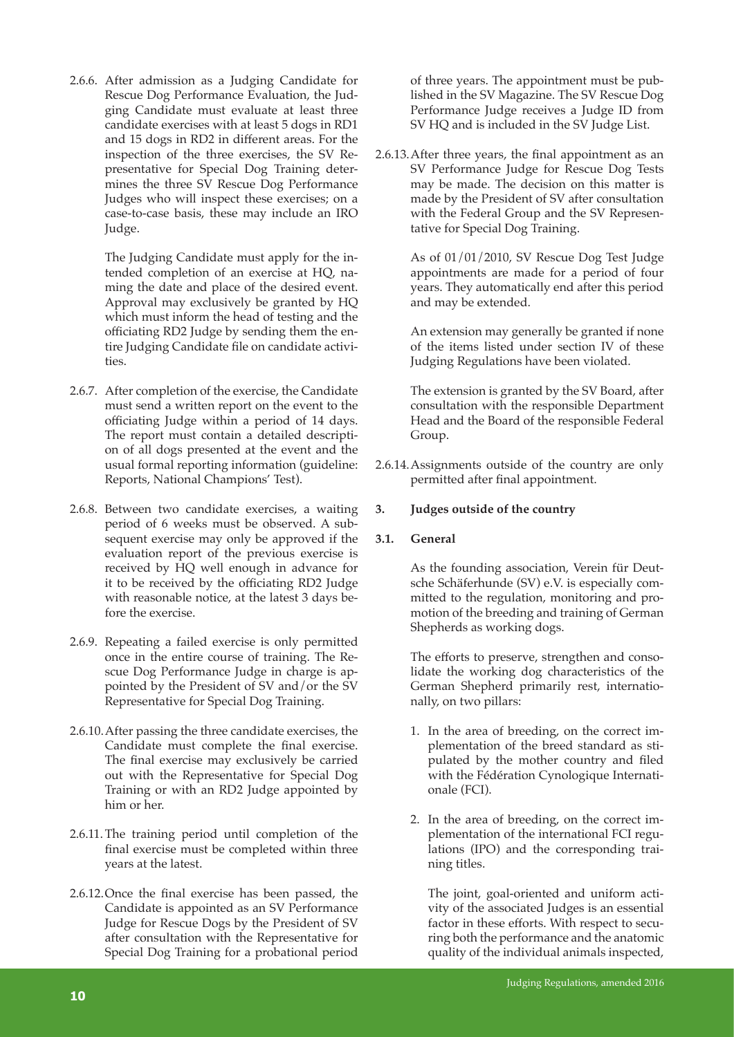2.6.6. After admission as a Judging Candidate for Rescue Dog Performance Evaluation, the Judging Candidate must evaluate at least three candidate exercises with at least 5 dogs in RD1 and 15 dogs in RD2 in different areas. For the inspection of the three exercises, the SV Representative for Special Dog Training determines the three SV Rescue Dog Performance Judges who will inspect these exercises; on a case-to-case basis, these may include an IRO Judge.

The Judging Candidate must apply for the intended completion of an exercise at HQ, naming the date and place of the desired event. Approval may exclusively be granted by HQ which must inform the head of testing and the officiating RD2 Judge by sending them the entire Judging Candidate file on candidate activities.

2.6.7. After completion of the exercise, the Candidate must send a written report on the event to the officiating Judge within a period of 14 days. The report must contain a detailed description of all dogs presented at the event and the usual formal reporting information (guideline: Reports, National Champions' Test).

2.6.8. Between two candidate exercises, a waiting period of 6 weeks must be observed. A subsequent exercise may only be approved if the evaluation report of the previous exercise is received by HQ well enough in advance for it to be received by the officiating RD2 Judge with reasonable notice, at the latest 3 days before the exercise.

2.6.9. Repeating a failed exercise is only permitted once in the entire course of training. The Rescue Dog Performance Judge in charge is appointed by the President of SV and/or the SV Representative for Special Dog Training.

2.6.10. After passing the three candidate exercises, the Candidate must complete the final exercise. The final exercise may exclusively be carried out with the Representative for Special Dog Training or with an RD2 Judge appointed by him or her.

2.6.11. The training period until completion of the final exercise must be completed within three years at the latest.

2.6.12. Once the final exercise has been passed, the Candidate is appointed as an SV Performance Judge for Rescue Dogs by the President of SV after consultation with the Representative for Special Dog Training for a probational period of three years. The appointment must be published in the SV Magazine. The SV Rescue Dog Performance Judge receives a Judge ID from SV HQ and is included in the SV Judge List.

2.6.13. After three years, the final appointment as an SV Performance Judge for Rescue Dog Tests may be made. The decision on this matter is made by the President of SV after consultation with the Federal Group and the SV Representative for Special Dog Training.

As of 01/01/2010, SV Rescue Dog Test Judge appointments are made for a period of four years. They automatically end after this period and may be extended.

An extension may generally be granted if none of the items listed under section IV of these Judging Regulations have been violated.

The extension is granted by the SV Board, after consultation with the responsible Department Head and the Board of the responsible Federal Group.

2.6.14. Assignments outside of the country are only permitted after final appointment.

## 3. Judges outside of the country

### 3.1. General

As the founding association, Verein für Deutsche Schäferhunde (SV) e.V. is especially committed to the regulation, monitoring and promotion of the breeding and training of German Shepherds as working dogs.

The efforts to preserve, strengthen and consolidate the working dog characteristics of the German Shepherd primarily rest, internationally, on two pillars:

1. In the area of breeding, on the correct implementation of the breed standard as stipulated by the mother country and filed with the Fédération Cynologique Internationale (FCI).

2. In the area of breeding, on the correct implementation of the international FCI regulations (IPO) and the corresponding training titles.

   The joint, goal-oriented and uniform activity of the associated Judges is an essential factor in these efforts. With respect to securing both the performance and the anatomic quality of the individual animals inspected,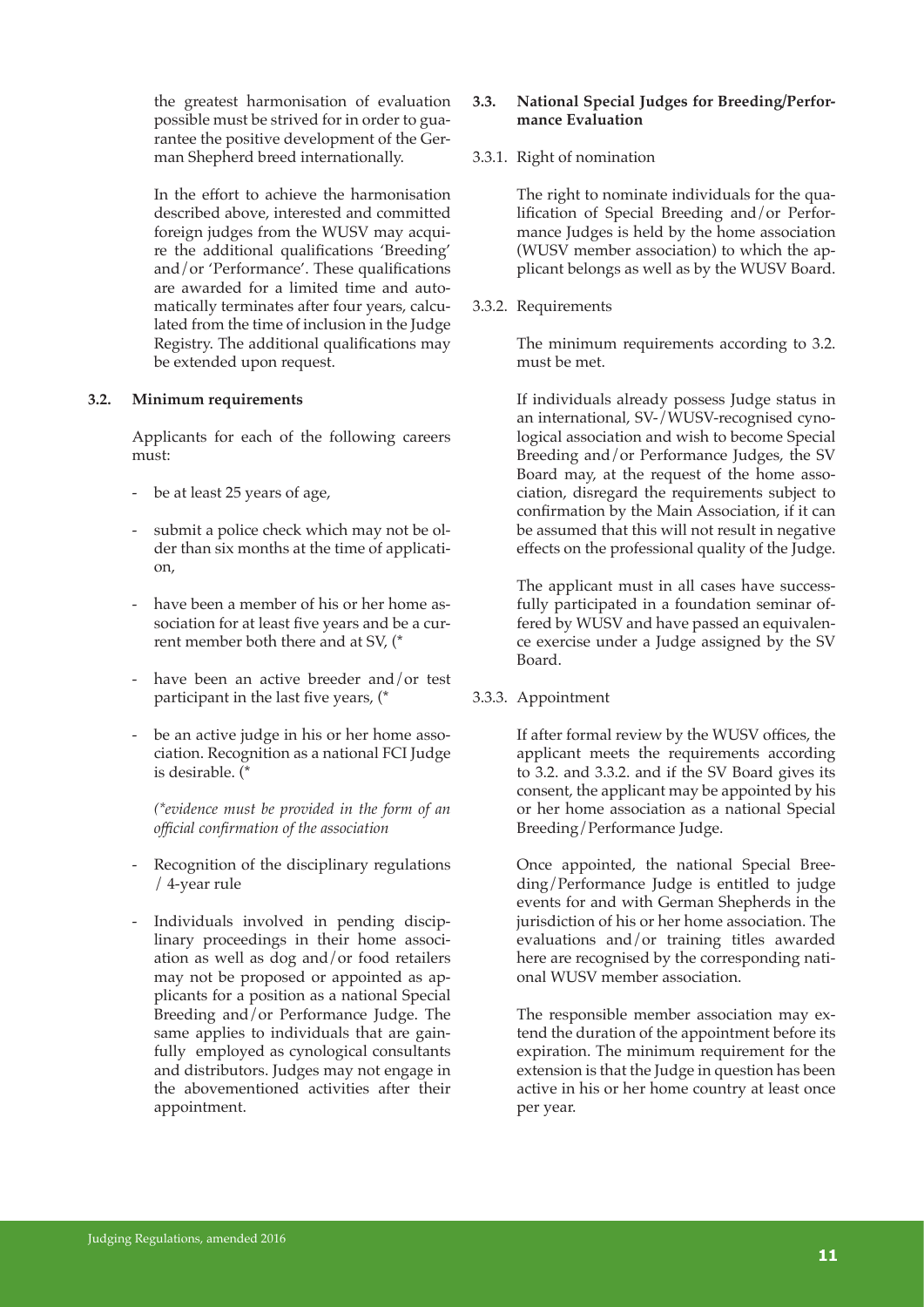the greatest harmonisation of evaluation possible must be strived for in order to guarantee the positive development of the German Shepherd breed internationally.

In the effort to achieve the harmonisation described above, interested and committed foreign judges from the WUSV may acquire the additional qualifications 'Breeding' and/or 'Performance'. These qualifications are awarded for a limited time and automatically terminates after four years, calculated from the time of inclusion in the Judge Registry. The additional qualifications may be extended upon request.

**3.2. Minimum requirements**

Applicants for each of the following careers must:

- be at least 25 years of age,
- submit a police check which may not be older than six months at the time of application,
- have been a member of his or her home association for at least five years and be a current member both there and at SV, (*
- have been an active breeder and/or test participant in the last five years, (*
- be an active judge in his or her home association. Recognition as a national FCI Judge is desirable. (*

*(*evidence must be provided in the form of an official confirmation of the association*

- Recognition of the disciplinary regulations / 4-year rule
- Individuals involved in pending disciplinary proceedings in their home association as well as dog and/or food retailers may not be proposed or appointed as applicants for a position as a national Special Breeding and/or Performance Judge. The same applies to individuals that are gainfully employed as cynological consultants and distributors. Judges may not engage in the abovementioned activities after their appointment.

**3.3. National Special Judges for Breeding/Performance Evaluation**

3.3.1. Right of nomination

The right to nominate individuals for the qualification of Special Breeding and/or Performance Judges is held by the home association (WUSV member association) to which the applicant belongs as well as by the WUSV Board.

3.3.2. Requirements

The minimum requirements according to 3.2. must be met.

If individuals already possess Judge status in an international, SV-/WUSV-recognised cynological association and wish to become Special Breeding and/or Performance Judges, the SV Board may, at the request of the home association, disregard the requirements subject to confirmation by the Main Association, if it can be assumed that this will not result in negative effects on the professional quality of the Judge.

The applicant must in all cases have successfully participated in a foundation seminar offered by WUSV and have passed an equivalence exercise under a Judge assigned by the SV Board.

3.3.3. Appointment

If after formal review by the WUSV offices, the applicant meets the requirements according to 3.2. and 3.3.2. and if the SV Board gives its consent, the applicant may be appointed by his or her home association as a national Special Breeding/Performance Judge.

Once appointed, the national Special Breeding/Performance Judge is entitled to judge events for and with German Shepherds in the jurisdiction of his or her home association. The evaluations and/or training titles awarded here are recognised by the corresponding national WUSV member association.

The responsible member association may extend the duration of the appointment before its expiration. The minimum requirement for the extension is that the Judge in question has been active in his or her home country at least once per year.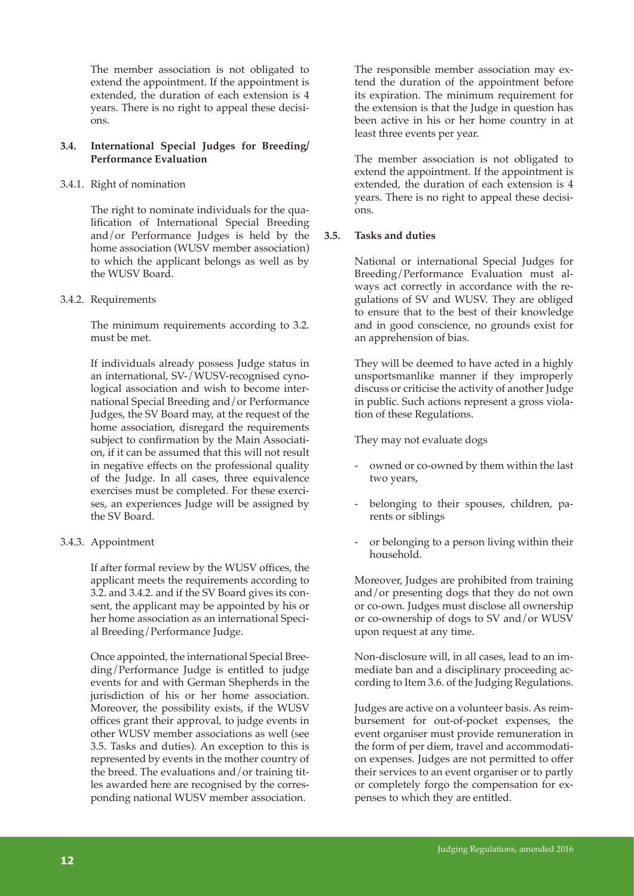The member association is not obligated to extend the appointment. If the appointment is extended, the duration of each extension is 4 years. There is no right to appeal these decisions.

### 3.4. International Special Judges for Breeding/ Performance Evaluation

3.4.1. Right of nomination

The right to nominate individuals for the qualification of International Special Breeding and/or Performance Judges is held by the home association (WUSV member association) to which the applicant belongs as well as by the WUSV Board.

3.4.2. Requirements

The minimum requirements according to 3.2. must be met.

If individuals already possess Judge status in an international, SV-/WUSV-recognised cynological association and wish to become international Special Breeding and/or Performance Judges, the SV Board may, at the request of the home association, disregard the requirements subject to confirmation by the Main Association, if it can be assumed that this will not result in negative effects on the professional quality of the Judge. In all cases, three equivalence exercises must be completed. For these exercises, an experiences Judge will be assigned by the SV Board.

3.4.3. Appointment

If after formal review by the WUSV offices, the applicant meets the requirements according to 3.2. and 3.4.2. and if the SV Board gives its consent, the applicant may be appointed by his or her home association as an international Special Breeding/Performance Judge.

Once appointed, the international Special Breeding/Performance Judge is entitled to judge events for and with German Shepherds in the jurisdiction of his or her home association. Moreover, the possibility exists, if the WUSV offices grant their approval, to judge events in other WUSV member associations as well (see 3.5. Tasks and duties). An exception to this is represented by events in the mother country of the breed. The evaluations and/or training titles awarded here are recognised by the corresponding national WUSV member association.

The responsible member association may extend the duration of the appointment before its expiration. The minimum requirement for the extension is that the Judge in question has been active in his or her home country in at least three events per year.

The member association is not obligated to extend the appointment. If the appointment is extended, the duration of each extension is 4 years. There is no right to appeal these decisions.

### 3.5. Tasks and duties

National or international Special Judges for Breeding/Performance Evaluation must always act correctly in accordance with the regulations of SV and WUSV. They are obliged to ensure that to the best of their knowledge and in good conscience, no grounds exist for an apprehension of bias.

They will be deemed to have acted in a highly unsportsmanlike manner if they improperly discuss or criticise the activity of another Judge in public. Such actions represent a gross violation of these Regulations.

They may not evaluate dogs

- owned or co-owned by them within the last two years,
- belonging to their spouses, children, parents or siblings
- or belonging to a person living within their household.

Moreover, Judges are prohibited from training and/or presenting dogs that they do not own or co-own. Judges must disclose all ownership or co-ownership of dogs to SV and/or WUSV upon request at any time.

Non-disclosure will, in all cases, lead to an immediate ban and a disciplinary proceeding according to Item 3.6. of the Judging Regulations.

Judges are active on a volunteer basis. As reimbursement for out-of-pocket expenses, the event organiser must provide remuneration in the form of per diem, travel and accommodation expenses. Judges are not permitted to offer their services to an event organiser or to partly or completely forgo the compensation for expenses to which they are entitled.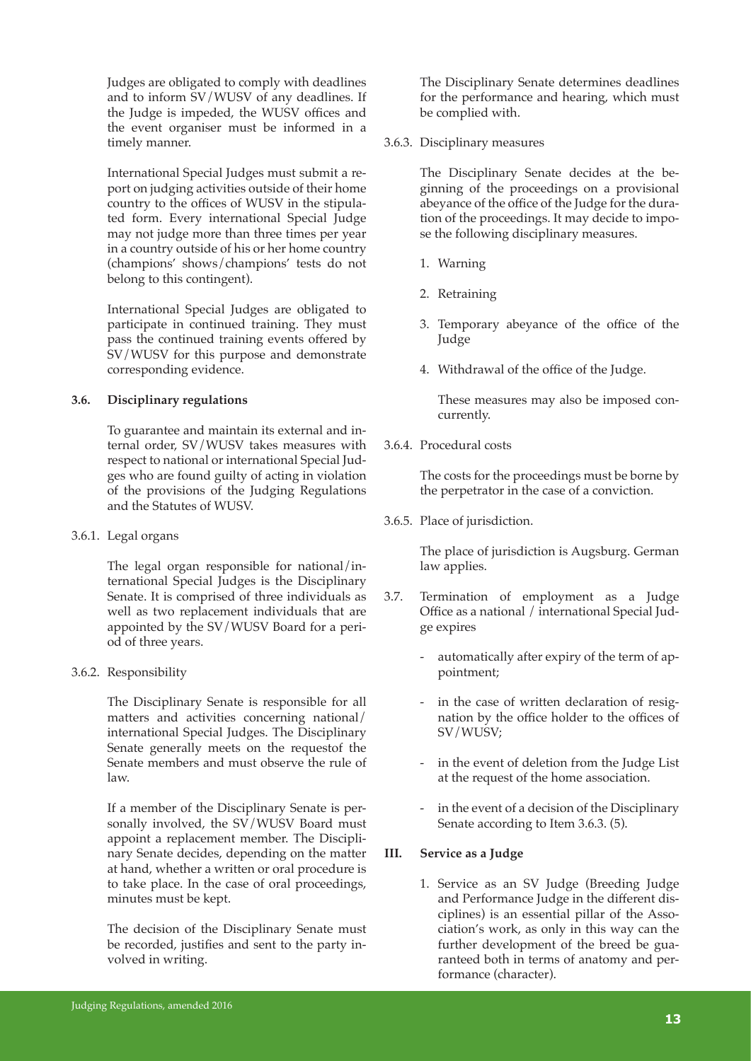Judges are obligated to comply with deadlines and to inform SV/WUSV of any deadlines. If the Judge is impeded, the WUSV offices and the event organiser must be informed in a timely manner.

International Special Judges must submit a report on judging activities outside of their home country to the offices of WUSV in the stipulated form. Every international Special Judge may not judge more than three times per year in a country outside of his or her home country (champions' shows/champions' tests do not belong to this contingent).

International Special Judges are obligated to participate in continued training. They must pass the continued training events offered by SV/WUSV for this purpose and demonstrate corresponding evidence.

### 3.6. Disciplinary regulations

To guarantee and maintain its external and internal order, SV/WUSV takes measures with respect to national or international Special Judges who are found guilty of acting in violation of the provisions of the Judging Regulations and the Statutes of WUSV.

3.6.1. Legal organs

The legal organ responsible for national/international Special Judges is the Disciplinary Senate. It is comprised of three individuals as well as two replacement individuals that are appointed by the SV/WUSV Board for a period of three years.

3.6.2. Responsibility

The Disciplinary Senate is responsible for all matters and activities concerning national/international Special Judges. The Disciplinary Senate generally meets on the requestof the Senate members and must observe the rule of law.

If a member of the Disciplinary Senate is personally involved, the SV/WUSV Board must appoint a replacement member. The Disciplinary Senate decides, depending on the matter at hand, whether a written or oral procedure is to take place. In the case of oral proceedings, minutes must be kept.

The decision of the Disciplinary Senate must be recorded, justifies and sent to the party involved in writing.

The Disciplinary Senate determines deadlines for the performance and hearing, which must be complied with.

3.6.3. Disciplinary measures

The Disciplinary Senate decides at the beginning of the proceedings on a provisional abeyance of the office of the Judge for the duration of the proceedings. It may decide to impose the following disciplinary measures.

1. Warning
2. Retraining
3. Temporary abeyance of the office of the Judge
4. Withdrawal of the office of the Judge.

These measures may also be imposed concurrently.

3.6.4. Procedural costs

The costs for the proceedings must be borne by the perpetrator in the case of a conviction.

3.6.5. Place of jurisdiction.

The place of jurisdiction is Augsburg. German law applies.

3.7. Termination of employment as a Judge Office as a national / international Special Judge expires

- automatically after expiry of the term of appointment;
- in the case of written declaration of resignation by the office holder to the offices of SV/WUSV;
- in the event of deletion from the Judge List at the request of the home association.
- in the event of a decision of the Disciplinary Senate according to Item 3.6.3. (5).

## III. Service as a Judge

1. Service as an SV Judge (Breeding Judge and Performance Judge in the different disciplines) is an essential pillar of the Association's work, as only in this way can the further development of the breed be guaranteed both in terms of anatomy and performance (character).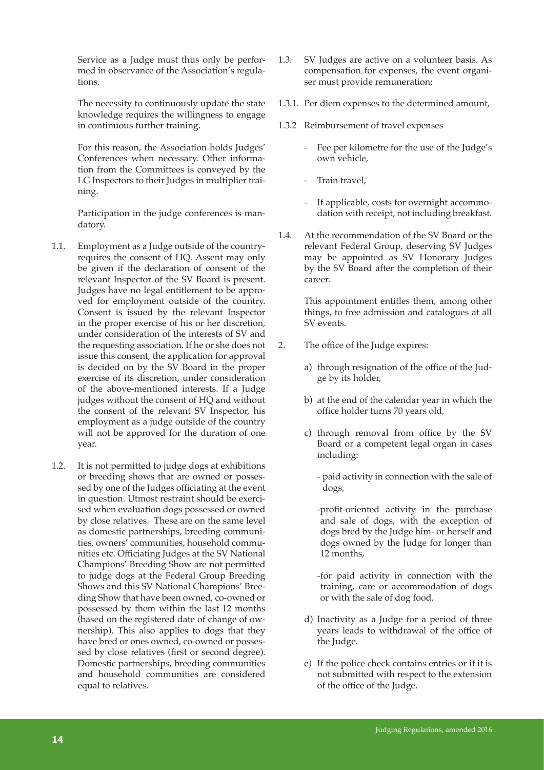Service as a Judge must thus only be performed in observance of the Association's regulations.

The necessity to continuously update the state knowledge requires the willingness to engage in continuous further training.

For this reason, the Association holds Judges' Conferences when necessary. Other information from the Committees is conveyed by the LG Inspectors to their Judges in multiplier training.

Participation in the judge conferences is mandatory.

1.1. Employment as a Judge outside of the country requires the consent of HQ. Assent may only be given if the declaration of consent of the relevant Inspector of the SV Board is present. Judges have no legal entitlement to be approved for employment outside of the country. Consent is issued by the relevant Inspector in the proper exercise of his or her discretion, under consideration of the interests of SV and the requesting association. If he or she does not issue this consent, the application for approval is decided on by the SV Board in the proper exercise of its discretion, under consideration of the above-mentioned interests. If a Judge judges without the consent of HQ and without the consent of the relevant SV Inspector, his employment as a judge outside of the country will not be approved for the duration of one year.

1.2. It is not permitted to judge dogs at exhibitions or breeding shows that are owned or possessed by one of the Judges officiating at the event in question. Utmost restraint should be exercised when evaluation dogs possessed or owned by close relatives. These are on the same level as domestic partnerships, breeding communities, owners' communities, household communities etc. Officiating Judges at the SV National Champions' Breeding Show are not permitted to judge dogs at the Federal Group Breeding Shows and this SV National Champions' Breeding Show that have been owned, co-owned or possessed by them within the last 12 months (based on the registered date of change of ownership). This also applies to dogs that they have bred or ones owned, co-owned or possessed by close relatives (first or second degree). Domestic partnerships, breeding communities and household communities are considered equal to relatives.

1.3. SV Judges are active on a volunteer basis. As compensation for expenses, the event organiser must provide remuneration:

1.3.1. Per diem expenses to the determined amount,

1.3.2 Reimbursement of travel expenses

- Fee per kilometre for the use of the Judge's own vehicle,
- Train travel,
- If applicable, costs for overnight accommodation with receipt, not including breakfast.

1.4. At the recommendation of the SV Board or the relevant Federal Group, deserving SV Judges may be appointed as SV Honorary Judges by the SV Board after the completion of their career.

This appointment entitles them, among other things, to free admission and catalogues at all SV events.

2. The office of the Judge expires:

a) through resignation of the office of the Judge by its holder,

b) at the end of the calendar year in which the office holder turns 70 years old,

c) through removal from office by the SV Board or a competent legal organ in cases including:

- paid activity in connection with the sale of dogs,
- profit-oriented activity in the purchase and sale of dogs, with the exception of dogs bred by the Judge him- or herself and dogs owned by the Judge for longer than 12 months,
- for paid activity in connection with the training, care or accommodation of dogs or with the sale of dog food.

d) Inactivity as a Judge for a period of three years leads to withdrawal of the office of the Judge.

e) If the police check contains entries or if it is not submitted with respect to the extension of the office of the Judge.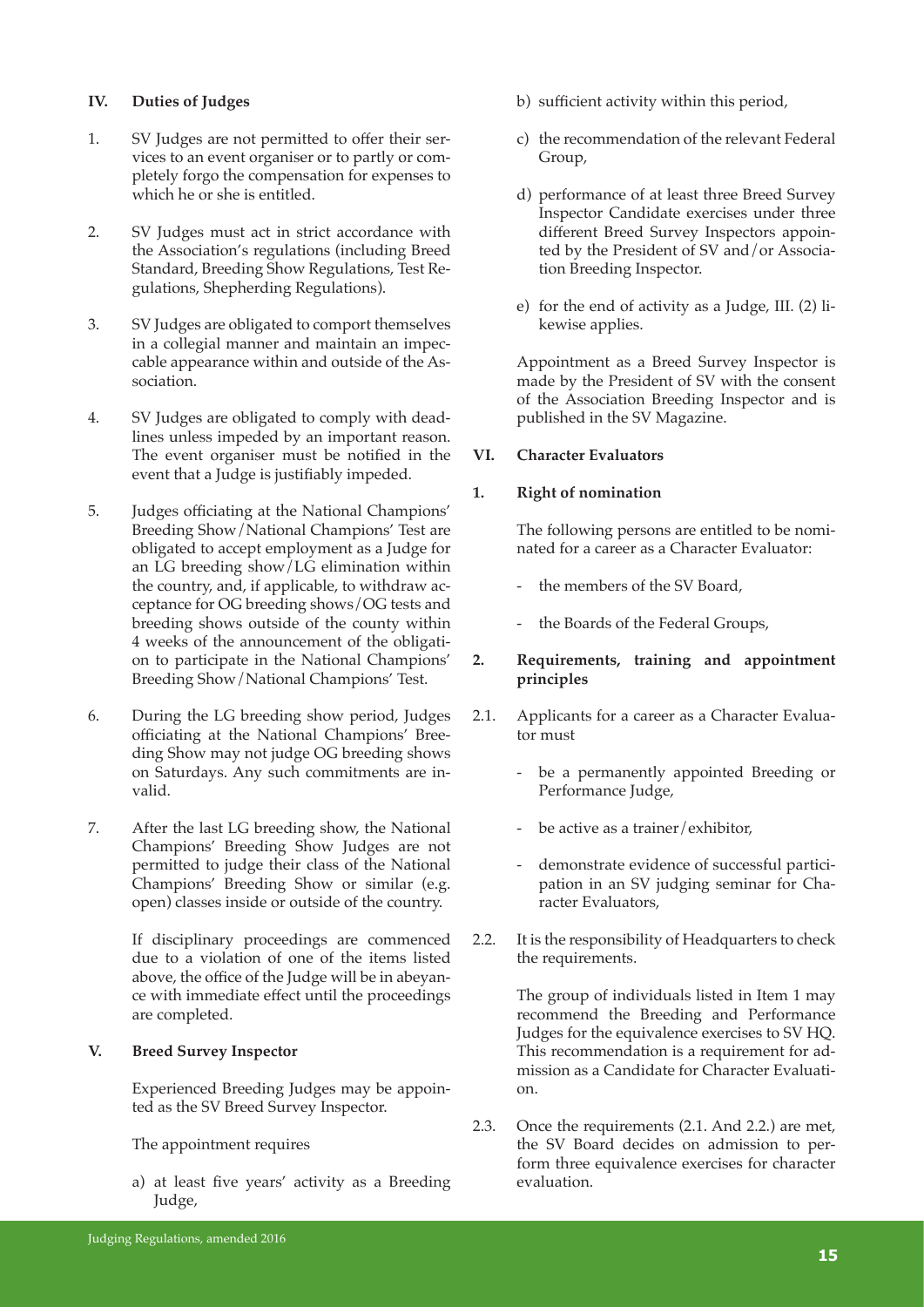## IV. Duties of Judges

1. SV Judges are not permitted to offer their services to an event organiser or to partly or completely forgo the compensation for expenses to which he or she is entitled.

2. SV Judges must act in strict accordance with the Association's regulations (including Breed Standard, Breeding Show Regulations, Test Regulations, Shepherding Regulations).

3. SV Judges are obligated to comport themselves in a collegial manner and maintain an impeccable appearance within and outside of the Association.

4. SV Judges are obligated to comply with deadlines unless impeded by an important reason. The event organiser must be notified in the event that a Judge is justifiably impeded.

5. Judges officiating at the National Champions' Breeding Show/National Champions' Test are obligated to accept employment as a Judge for an LG breeding show/LG elimination within the country, and, if applicable, to withdraw acceptance for OG breeding shows/OG tests and breeding shows outside of the county within 4 weeks of the announcement of the obligation to participate in the National Champions' Breeding Show/National Champions' Test.

6. During the LG breeding show period, Judges officiating at the National Champions' Breeding Show may not judge OG breeding shows on Saturdays. Any such commitments are invalid.

7. After the last LG breeding show, the National Champions' Breeding Show Judges are not permitted to judge their class of the National Champions' Breeding Show or similar (e.g. open) classes inside or outside of the country.

   If disciplinary proceedings are commenced due to a violation of one of the items listed above, the office of the Judge will be in abeyance with immediate effect until the proceedings are completed.

## V. Breed Survey Inspector

Experienced Breeding Judges may be appointed as the SV Breed Survey Inspector.

The appointment requires

a) at least five years' activity as a Breeding Judge,

b) sufficient activity within this period,

c) the recommendation of the relevant Federal Group,

d) performance of at least three Breed Survey Inspector Candidate exercises under three different Breed Survey Inspectors appointed by the President of SV and/or Association Breeding Inspector.

e) for the end of activity as a Judge, III. (2) likewise applies.

Appointment as a Breed Survey Inspector is made by the President of SV with the consent of the Association Breeding Inspector and is published in the SV Magazine.

## VI. Character Evaluators

### 1. Right of nomination

The following persons are entitled to be nominated for a career as a Character Evaluator:

- the members of the SV Board,
- the Boards of the Federal Groups,

### 2. Requirements, training and appointment principles

2.1. Applicants for a career as a Character Evaluator must

- be a permanently appointed Breeding or Performance Judge,
- be active as a trainer/exhibitor,
- demonstrate evidence of successful participation in an SV judging seminar for Character Evaluators,

2.2. It is the responsibility of Headquarters to check the requirements.

The group of individuals listed in Item 1 may recommend the Breeding and Performance Judges for the equivalence exercises to SV HQ. This recommendation is a requirement for admission as a Candidate for Character Evaluation.

2.3. Once the requirements (2.1. And 2.2.) are met, the SV Board decides on admission to perform three equivalence exercises for character evaluation.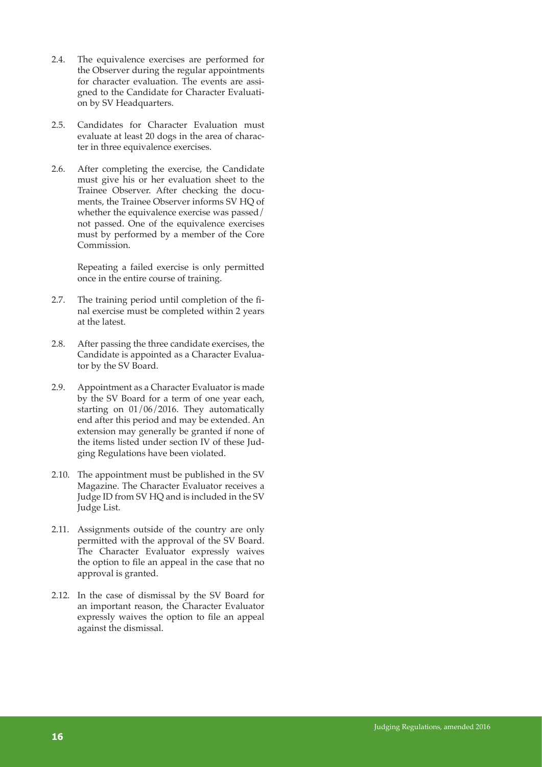2.4. The equivalence exercises are performed for the Observer during the regular appointments for character evaluation. The events are assigned to the Candidate for Character Evaluation by SV Headquarters.

2.5. Candidates for Character Evaluation must evaluate at least 20 dogs in the area of character in three equivalence exercises.

2.6. After completing the exercise, the Candidate must give his or her evaluation sheet to the Trainee Observer. After checking the documents, the Trainee Observer informs SV HQ of whether the equivalence exercise was passed/not passed. One of the equivalence exercises must by performed by a member of the Core Commission.

Repeating a failed exercise is only permitted once in the entire course of training.

2.7. The training period until completion of the final exercise must be completed within 2 years at the latest.

2.8. After passing the three candidate exercises, the Candidate is appointed as a Character Evaluator by the SV Board.

2.9. Appointment as a Character Evaluator is made by the SV Board for a term of one year each, starting on 01/06/2016. They automatically end after this period and may be extended. An extension may generally be granted if none of the items listed under section IV of these Judging Regulations have been violated.

2.10. The appointment must be published in the SV Magazine. The Character Evaluator receives a Judge ID from SV HQ and is included in the SV Judge List.

2.11. Assignments outside of the country are only permitted with the approval of the SV Board. The Character Evaluator expressly waives the option to file an appeal in the case that no approval is granted.

2.12. In the case of dismissal by the SV Board for an important reason, the Character Evaluator expressly waives the option to file an appeal against the dismissal.